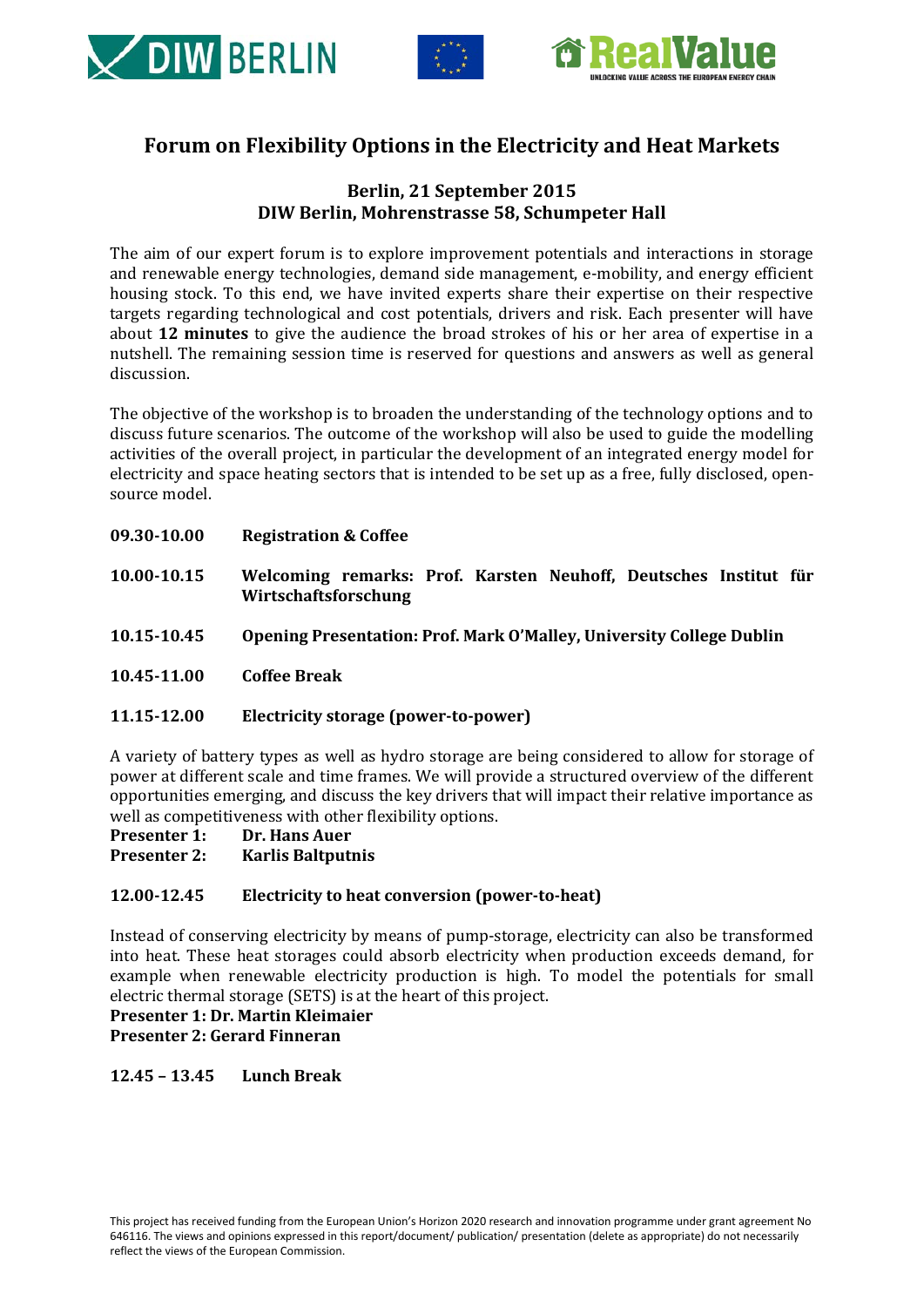# Forum on Flexibility Options in the Electricity and Heat Markets

### Berlin, 21 September 2015
### DIW Berlin, Mohrenstrasse 58, Schumpeter Hall

The aim of our expert forum is to explore improvement potentials and interactions in storage and renewable energy technologies, demand side management, e-mobility, and energy efficient housing stock. To this end, we have invited experts share their expertise on their respective targets regarding technological and cost potentials, drivers and risk. Each presenter will have about **12 minutes** to give the audience the broad strokes of his or her area of expertise in a nutshell. The remaining session time is reserved for questions and answers as well as general discussion.

The objective of the workshop is to broaden the understanding of the technology options and to discuss future scenarios. The outcome of the workshop will also be used to guide the modelling activities of the overall project, in particular the development of an integrated energy model for electricity and space heating sectors that is intended to be set up as a free, fully disclosed, open-source model.

**09.30-10.00** **Registration & Coffee**

**10.00-10.15** **Welcoming remarks: Prof. Karsten Neuhoff, Deutsches Institut für Wirtschaftsforschung**

**10.15-10.45** **Opening Presentation: Prof. Mark O'Malley, University College Dublin**

**10.45-11.00** **Coffee Break**

**11.15-12.00** **Electricity storage (power-to-power)**

A variety of battery types as well as hydro storage are being considered to allow for storage of power at different scale and time frames. We will provide a structured overview of the different opportunities emerging, and discuss the key drivers that will impact their relative importance as well as competitiveness with other flexibility options.

**Presenter 1:** **Dr. Hans Auer**
**Presenter 2:** **Karlis Baltputnis**

**12.00-12.45** **Electricity to heat conversion (power-to-heat)**

Instead of conserving electricity by means of pump-storage, electricity can also be transformed into heat. These heat storages could absorb electricity when production exceeds demand, for example when renewable electricity production is high. To model the potentials for small electric thermal storage (SETS) is at the heart of this project.

**Presenter 1: Dr. Martin Kleimaier**
**Presenter 2: Gerard Finneran**

**12.45 – 13.45** **Lunch Break**

This project has received funding from the European Union's Horizon 2020 research and innovation programme under grant agreement No 646116. The views and opinions expressed in this report/document/ publication/ presentation (delete as appropriate) do not necessarily reflect the views of the European Commission.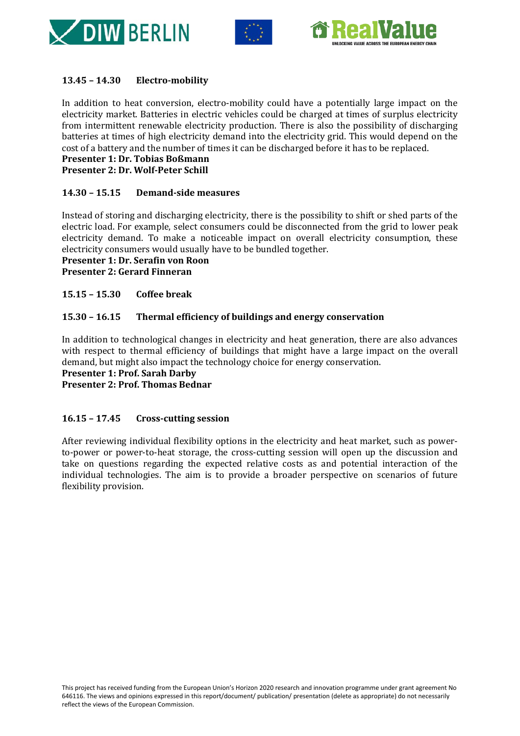### 13.45 – 14.30 Electro-mobility

In addition to heat conversion, electro-mobility could have a potentially large impact on the electricity market. Batteries in electric vehicles could be charged at times of surplus electricity from intermittent renewable electricity production. There is also the possibility of discharging batteries at times of high electricity demand into the electricity grid. This would depend on the cost of a battery and the number of times it can be discharged before it has to be replaced.

**Presenter 1: Dr. Tobias Boßmann**
**Presenter 2: Dr. Wolf-Peter Schill**

### 14.30 – 15.15 Demand-side measures

Instead of storing and discharging electricity, there is the possibility to shift or shed parts of the electric load. For example, select consumers could be disconnected from the grid to lower peak electricity demand. To make a noticeable impact on overall electricity consumption, these electricity consumers would usually have to be bundled together.

**Presenter 1: Dr. Serafin von Roon**
**Presenter 2: Gerard Finneran**

### 15.15 – 15.30 Coffee break

### 15.30 – 16.15 Thermal efficiency of buildings and energy conservation

In addition to technological changes in electricity and heat generation, there are also advances with respect to thermal efficiency of buildings that might have a large impact on the overall demand, but might also impact the technology choice for energy conservation.

**Presenter 1: Prof. Sarah Darby**
**Presenter 2: Prof. Thomas Bednar**

### 16.15 – 17.45 Cross-cutting session

After reviewing individual flexibility options in the electricity and heat market, such as power-to-power or power-to-heat storage, the cross-cutting session will open up the discussion and take on questions regarding the expected relative costs as and potential interaction of the individual technologies. The aim is to provide a broader perspective on scenarios of future flexibility provision.

This project has received funding from the European Union's Horizon 2020 research and innovation programme under grant agreement No 646116. The views and opinions expressed in this report/document/ publication/ presentation (delete as appropriate) do not necessarily reflect the views of the European Commission.